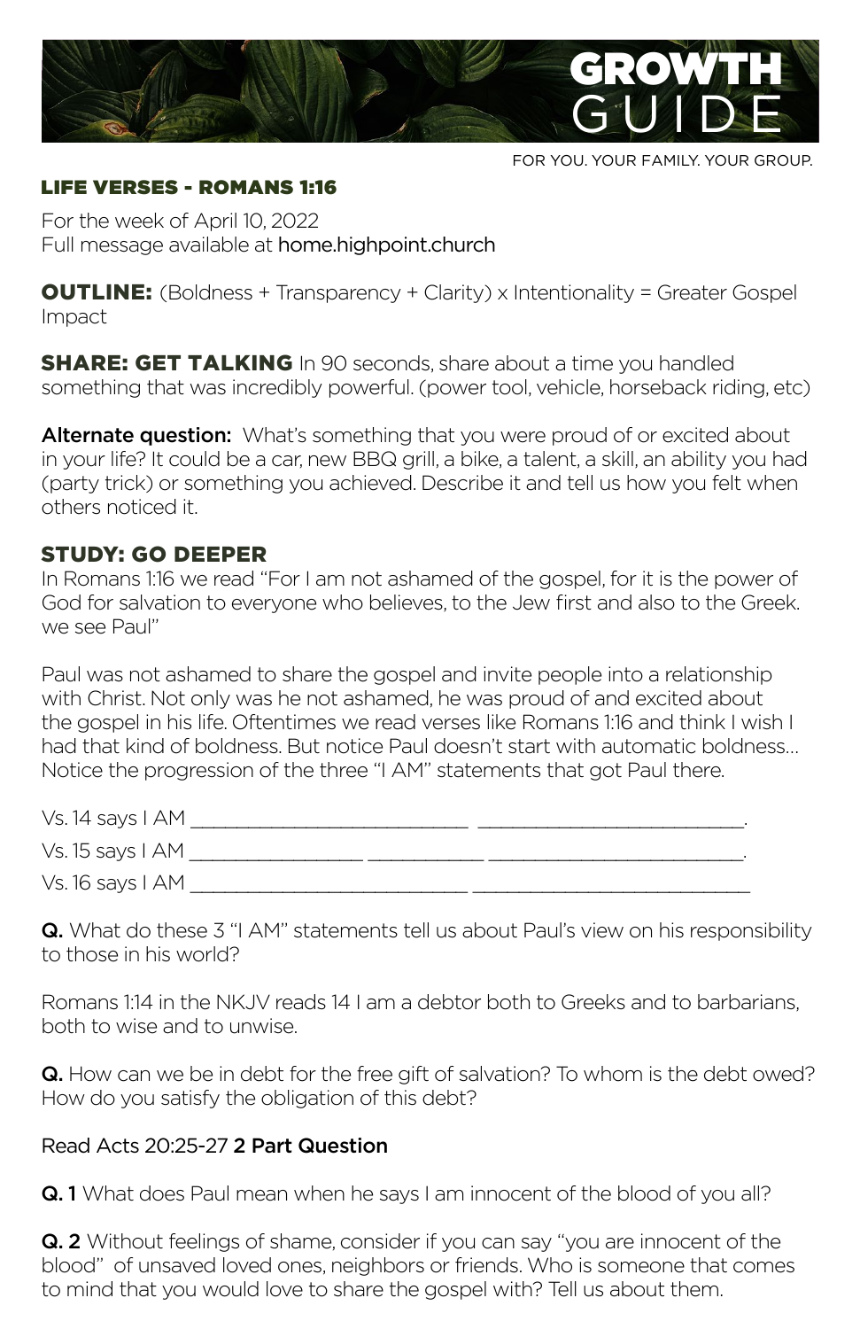# GROWTH GUIDE

FOR YOU. YOUR FAMILY. YOUR GROUP.

## LIFE VERSES - ROMANS 1:16

For the week of April 10, 2022
Full message available at home.highpoint.church

**OUTLINE:** (Boldness + Transparency + Clarity) x Intentionality = Greater Gospel Impact

**SHARE: GET TALKING** In 90 seconds, share about a time you handled something that was incredibly powerful. (power tool, vehicle, horseback riding, etc)

**Alternate question:** What's something that you were proud of or excited about in your life? It could be a car, new BBQ grill, a bike, a talent, a skill, an ability you had (party trick) or something you achieved. Describe it and tell us how you felt when others noticed it.

## STUDY: GO DEEPER

In Romans 1:16 we read "For I am not ashamed of the gospel, for it is the power of God for salvation to everyone who believes, to the Jew first and also to the Greek. we see Paul"

Paul was not ashamed to share the gospel and invite people into a relationship with Christ. Not only was he not ashamed, he was proud of and excited about the gospel in his life. Oftentimes we read verses like Romans 1:16 and think I wish I had that kind of boldness. But notice Paul doesn't start with automatic boldness… Notice the progression of the three "I AM" statements that got Paul there.

Vs. 14 says I AM ___________________________ __________________________.

Vs. 15 says I AM _________________ ___________ _________________________.

Vs. 16 says I AM ___________________________ ____________________________

**Q.** What do these 3 "I AM" statements tell us about Paul's view on his responsibility to those in his world?

Romans 1:14 in the NKJV reads 14 I am a debtor both to Greeks and to barbarians, both to wise and to unwise.

**Q.** How can we be in debt for the free gift of salvation? To whom is the debt owed? How do you satisfy the obligation of this debt?

Read Acts 20:25-27 **2 Part Question**

**Q. 1** What does Paul mean when he says I am innocent of the blood of you all?

**Q. 2** Without feelings of shame, consider if you can say "you are innocent of the blood" of unsaved loved ones, neighbors or friends. Who is someone that comes to mind that you would love to share the gospel with? Tell us about them.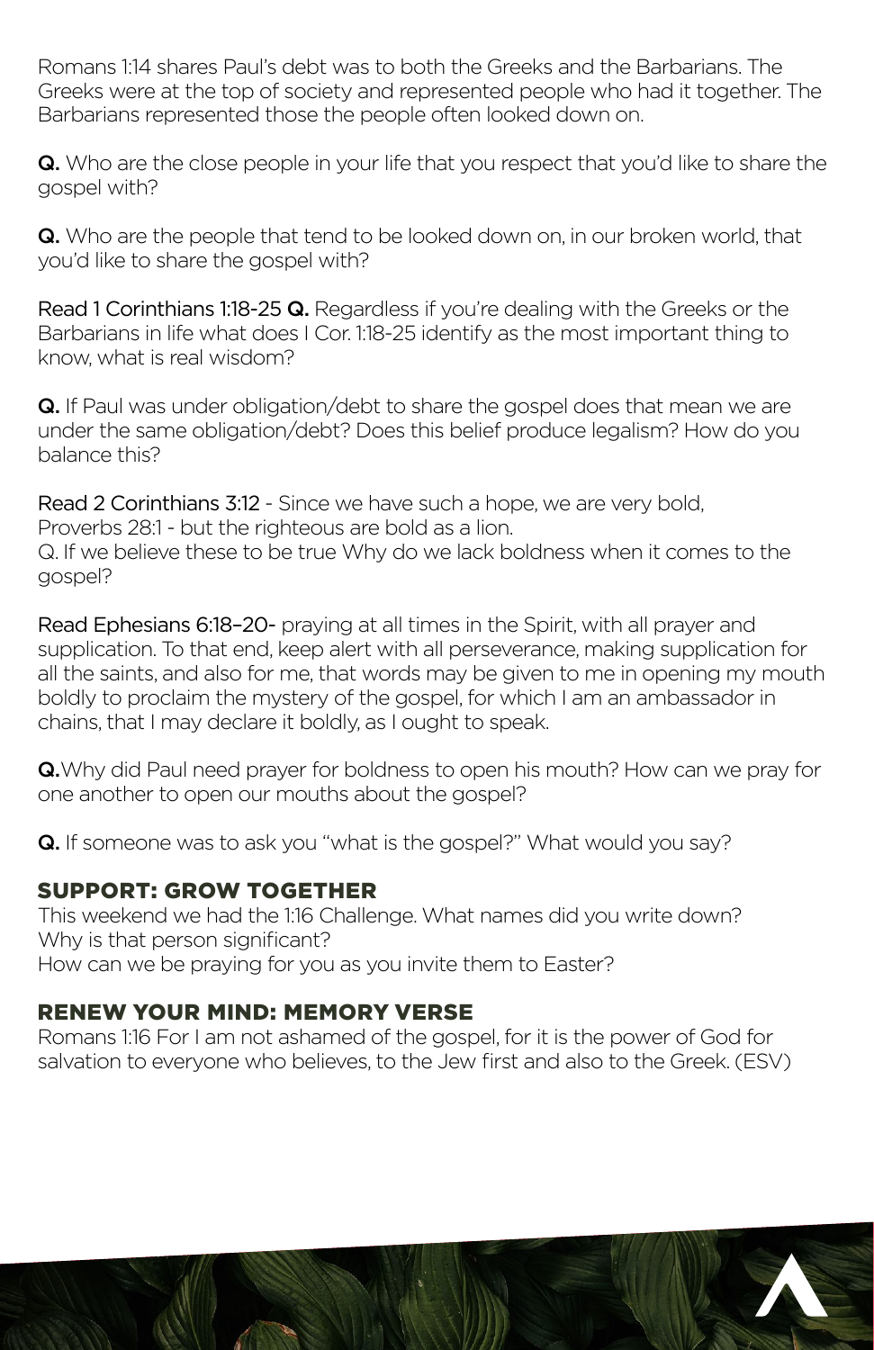Romans 1:14 shares Paul's debt was to both the Greeks and the Barbarians. The Greeks were at the top of society and represented people who had it together. The Barbarians represented those the people often looked down on.

**Q.** Who are the close people in your life that you respect that you'd like to share the gospel with?

**Q.** Who are the people that tend to be looked down on, in our broken world, that you'd like to share the gospel with?

Read 1 Corinthians 1:18-25 **Q.** Regardless if you're dealing with the Greeks or the Barbarians in life what does I Cor. 1:18-25 identify as the most important thing to know, what is real wisdom?

**Q.** If Paul was under obligation/debt to share the gospel does that mean we are under the same obligation/debt? Does this belief produce legalism? How do you balance this?

Read 2 Corinthians 3:12 - Since we have such a hope, we are very bold,
Proverbs 28:1 - but the righteous are bold as a lion.
Q. If we believe these to be true Why do we lack boldness when it comes to the gospel?

Read Ephesians 6:18–20- praying at all times in the Spirit, with all prayer and supplication. To that end, keep alert with all perseverance, making supplication for all the saints, and also for me, that words may be given to me in opening my mouth boldly to proclaim the mystery of the gospel, for which I am an ambassador in chains, that I may declare it boldly, as I ought to speak.

**Q.**Why did Paul need prayer for boldness to open his mouth? How can we pray for one another to open our mouths about the gospel?

**Q.** If someone was to ask you "what is the gospel?" What would you say?

## SUPPORT: GROW TOGETHER

This weekend we had the 1:16 Challenge. What names did you write down?
Why is that person significant?
How can we be praying for you as you invite them to Easter?

## RENEW YOUR MIND: MEMORY VERSE

Romans 1:16 For I am not ashamed of the gospel, for it is the power of God for salvation to everyone who believes, to the Jew first and also to the Greek. (ESV)